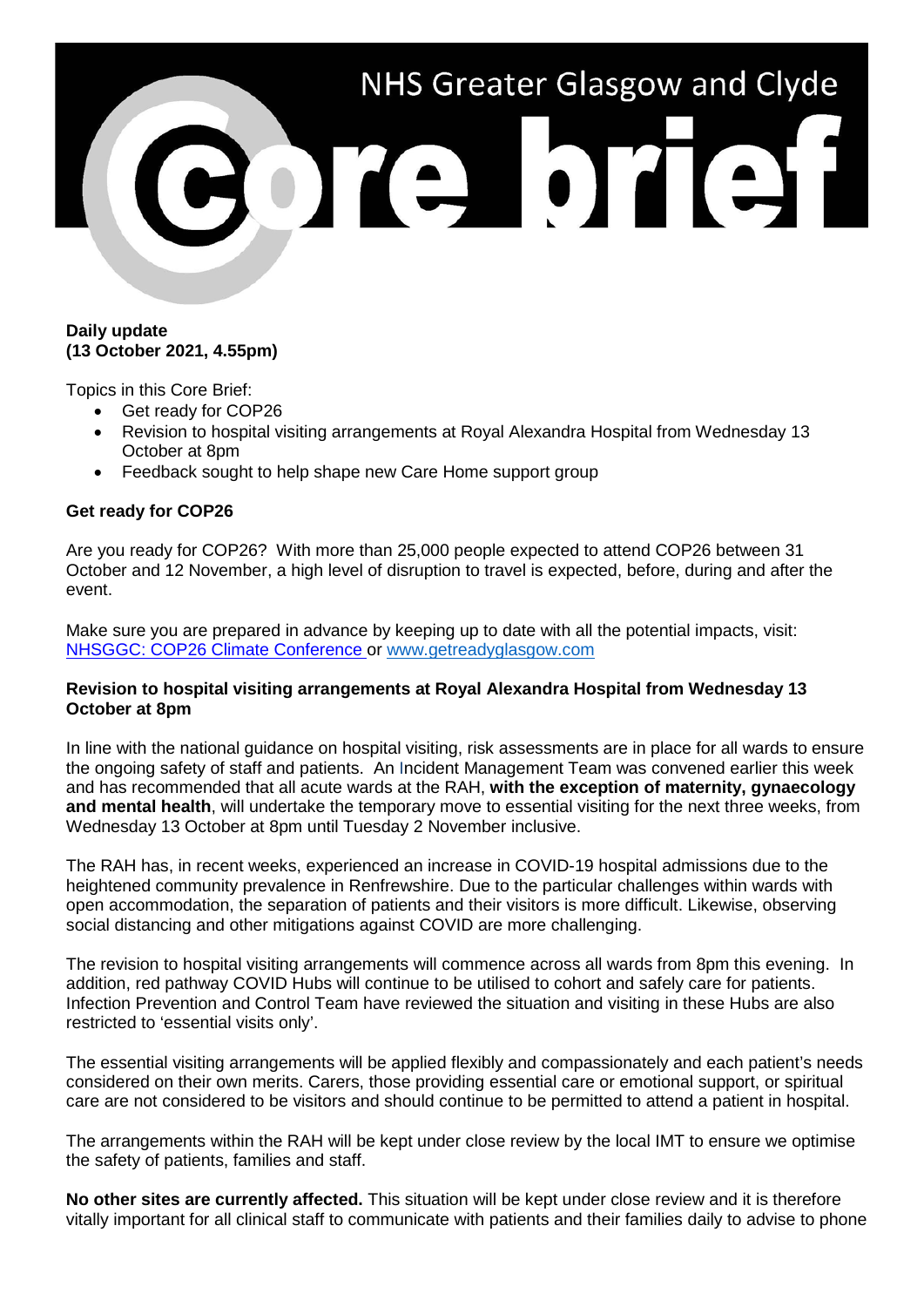# NHS Greater Glasgow and Clyde

# Core brief

**Daily update**
**(13 October 2021, 4.55pm)**

Topics in this Core Brief:

- Get ready for COP26
- Revision to hospital visiting arrangements at Royal Alexandra Hospital from Wednesday 13 October at 8pm
- Feedback sought to help shape new Care Home support group

**Get ready for COP26**

Are you ready for COP26? With more than 25,000 people expected to attend COP26 between 31 October and 12 November, a high level of disruption to travel is expected, before, during and after the event.

Make sure you are prepared in advance by keeping up to date with all the potential impacts, visit: [NHSGGC: COP26 Climate Conference](NHSGGC: COP26 Climate Conference) or [www.getreadyglasgow.com](www.getreadyglasgow.com)

**Revision to hospital visiting arrangements at Royal Alexandra Hospital from Wednesday 13 October at 8pm**

In line with the national guidance on hospital visiting, risk assessments are in place for all wards to ensure the ongoing safety of staff and patients. An Incident Management Team was convened earlier this week and has recommended that all acute wards at the RAH, **with the exception of maternity, gynaecology and mental health**, will undertake the temporary move to essential visiting for the next three weeks, from Wednesday 13 October at 8pm until Tuesday 2 November inclusive.

The RAH has, in recent weeks, experienced an increase in COVID-19 hospital admissions due to the heightened community prevalence in Renfrewshire. Due to the particular challenges within wards with open accommodation, the separation of patients and their visitors is more difficult. Likewise, observing social distancing and other mitigations against COVID are more challenging.

The revision to hospital visiting arrangements will commence across all wards from 8pm this evening. In addition, red pathway COVID Hubs will continue to be utilised to cohort and safely care for patients. Infection Prevention and Control Team have reviewed the situation and visiting in these Hubs are also restricted to 'essential visits only'.

The essential visiting arrangements will be applied flexibly and compassionately and each patient's needs considered on their own merits. Carers, those providing essential care or emotional support, or spiritual care are not considered to be visitors and should continue to be permitted to attend a patient in hospital.

The arrangements within the RAH will be kept under close review by the local IMT to ensure we optimise the safety of patients, families and staff.

**No other sites are currently affected.** This situation will be kept under close review and it is therefore vitally important for all clinical staff to communicate with patients and their families daily to advise to phone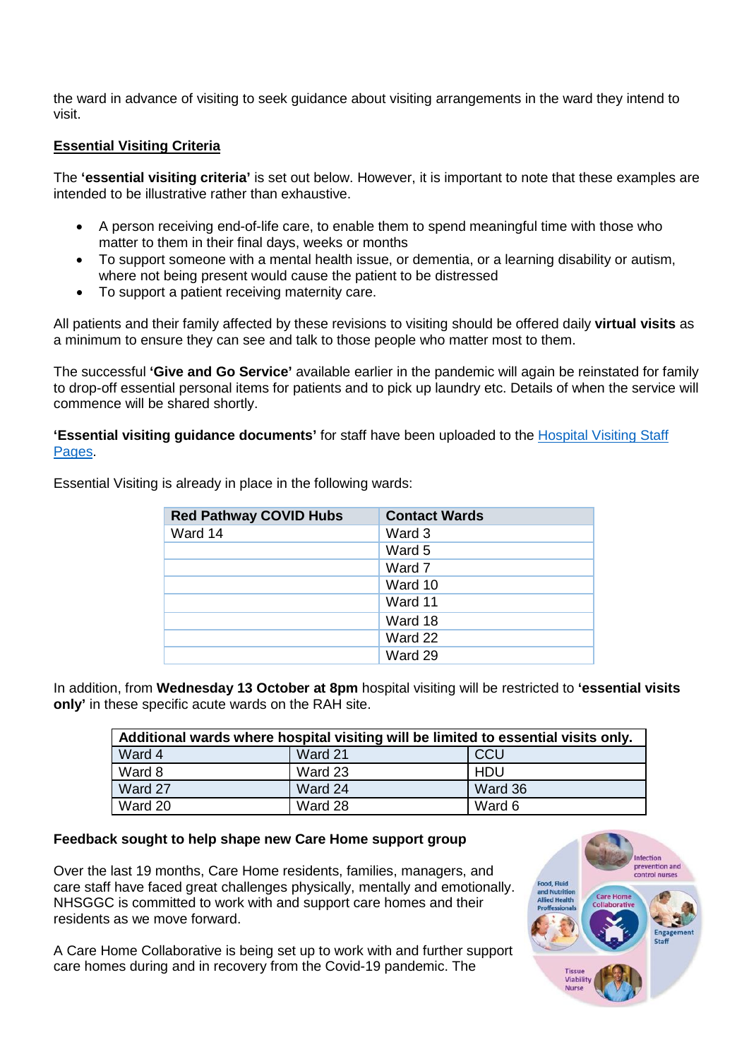the ward in advance of visiting to seek guidance about visiting arrangements in the ward they intend to visit.

**Essential Visiting Criteria**

The **'essential visiting criteria'** is set out below. However, it is important to note that these examples are intended to be illustrative rather than exhaustive.

- A person receiving end-of-life care, to enable them to spend meaningful time with those who matter to them in their final days, weeks or months
- To support someone with a mental health issue, or dementia, or a learning disability or autism, where not being present would cause the patient to be distressed
- To support a patient receiving maternity care.

All patients and their family affected by these revisions to visiting should be offered daily **virtual visits** as a minimum to ensure they can see and talk to those people who matter most to them.

The successful **'Give and Go Service'** available earlier in the pandemic will again be reinstated for family to drop-off essential personal items for patients and to pick up laundry etc. Details of when the service will commence will be shared shortly.

**'Essential visiting guidance documents'** for staff have been uploaded to the Hospital Visiting Staff Pages.

Essential Visiting is already in place in the following wards:

| Red Pathway COVID Hubs | Contact Wards |
|---|---|
| Ward 14 | Ward 3 |
| | Ward 5 |
| | Ward 7 |
| | Ward 10 |
| | Ward 11 |
| | Ward 18 |
| | Ward 22 |
| | Ward 29 |

In addition, from **Wednesday 13 October at 8pm** hospital visiting will be restricted to **'essential visits only'** in these specific acute wards on the RAH site.

| Additional wards where hospital visiting will be limited to essential visits only. | | |
|---|---|---|
| Ward 4 | Ward 21 | CCU |
| Ward 8 | Ward 23 | HDU |
| Ward 27 | Ward 24 | Ward 36 |
| Ward 20 | Ward 28 | Ward 6 |

**Feedback sought to help shape new Care Home support group**

Over the last 19 months, Care Home residents, families, managers, and care staff have faced great challenges physically, mentally and emotionally. NHSGGC is committed to work with and support care homes and their residents as we move forward.

A Care Home Collaborative is being set up to work with and further support care homes during and in recovery from the Covid-19 pandemic. The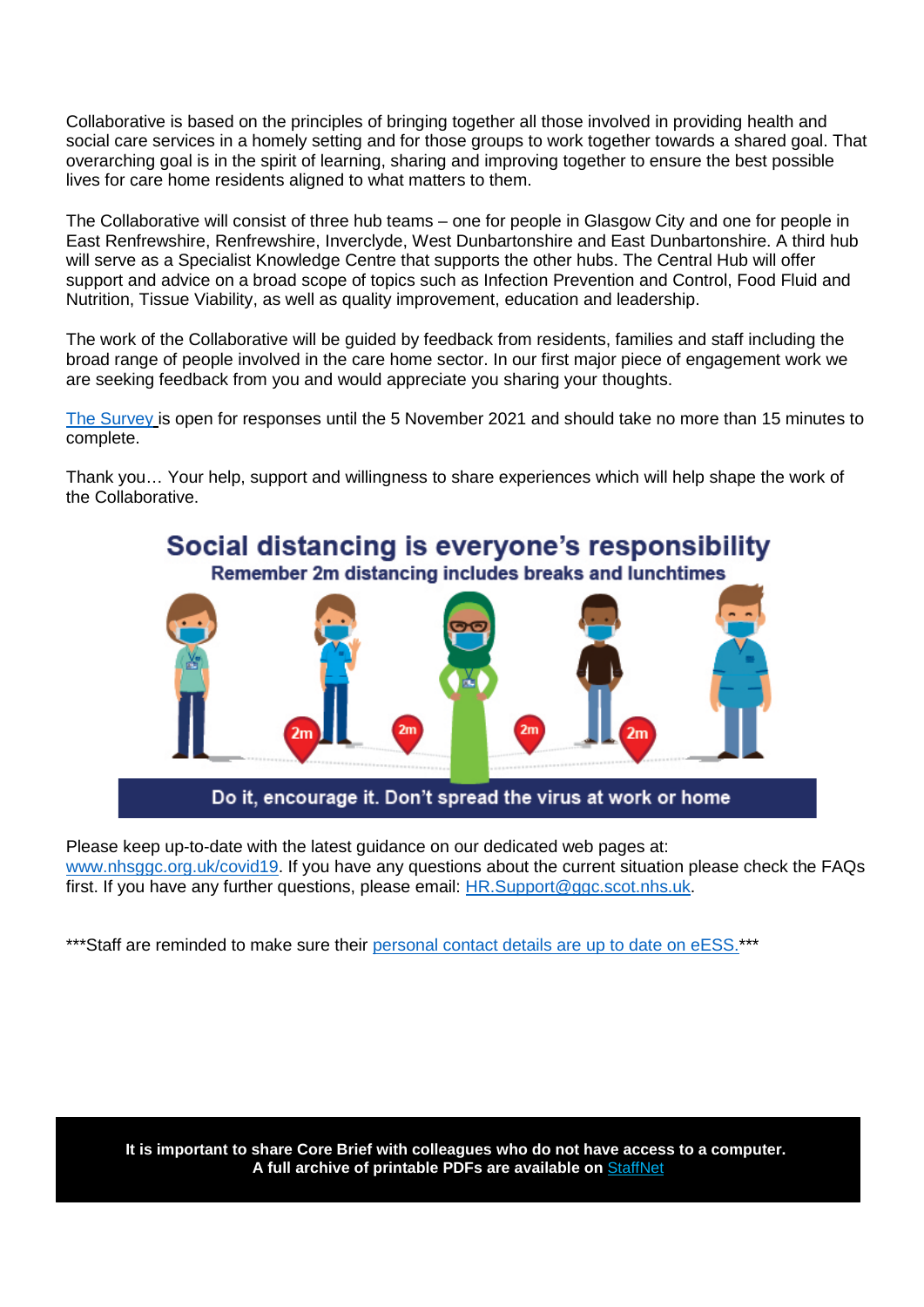Collaborative is based on the principles of bringing together all those involved in providing health and social care services in a homely setting and for those groups to work together towards a shared goal. That overarching goal is in the spirit of learning, sharing and improving together to ensure the best possible lives for care home residents aligned to what matters to them.

The Collaborative will consist of three hub teams – one for people in Glasgow City and one for people in East Renfrewshire, Renfrewshire, Inverclyde, West Dunbartonshire and East Dunbartonshire. A third hub will serve as a Specialist Knowledge Centre that supports the other hubs. The Central Hub will offer support and advice on a broad scope of topics such as Infection Prevention and Control, Food Fluid and Nutrition, Tissue Viability, as well as quality improvement, education and leadership.

The work of the Collaborative will be guided by feedback from residents, families and staff including the broad range of people involved in the care home sector. In our first major piece of engagement work we are seeking feedback from you and would appreciate you sharing your thoughts.

The Survey is open for responses until the 5 November 2021 and should take no more than 15 minutes to complete.

Thank you… Your help, support and willingness to share experiences which will help shape the work of the Collaborative.

**Social distancing is everyone's responsibility**

**Remember 2m distancing includes breaks and lunchtimes**

2m

2m

2m

2m

**Do it, encourage it. Don't spread the virus at work or home**

Please keep up-to-date with the latest guidance on our dedicated web pages at: www.nhsggc.org.uk/covid19. If you have any questions about the current situation please check the FAQs first. If you have any further questions, please email: HR.Support@ggc.scot.nhs.uk.

***Staff are reminded to make sure their personal contact details are up to date on eESS.***

**It is important to share Core Brief with colleagues who do not have access to a computer.**
**A full archive of printable PDFs are available on StaffNet**